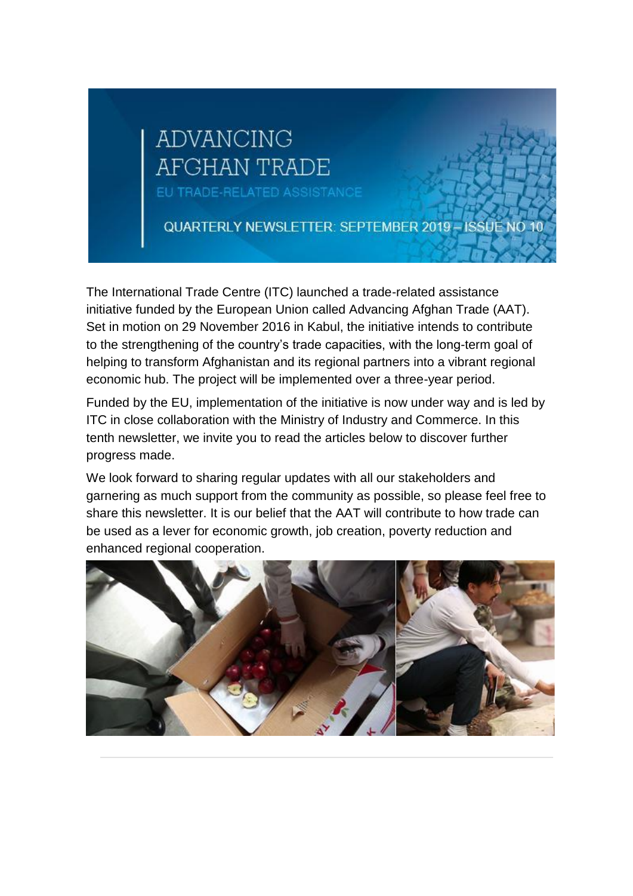# ADVANCING AFGHAN TRADE

EU TRADE-RELATED ASSISTANCE

QUARTERLY NEWSLETTER: SEPTEMBER 2019 – ISSUE NO 10

The International Trade Centre (ITC) launched a trade-related assistance initiative funded by the European Union called Advancing Afghan Trade (AAT). Set in motion on 29 November 2016 in Kabul, the initiative intends to contribute to the strengthening of the country's trade capacities, with the long-term goal of helping to transform Afghanistan and its regional partners into a vibrant regional economic hub. The project will be implemented over a three-year period.

Funded by the EU, implementation of the initiative is now under way and is led by ITC in close collaboration with the Ministry of Industry and Commerce. In this tenth newsletter, we invite you to read the articles below to discover further progress made.

We look forward to sharing regular updates with all our stakeholders and garnering as much support from the community as possible, so please feel free to share this newsletter. It is our belief that the AAT will contribute to how trade can be used as a lever for economic growth, job creation, poverty reduction and enhanced regional cooperation.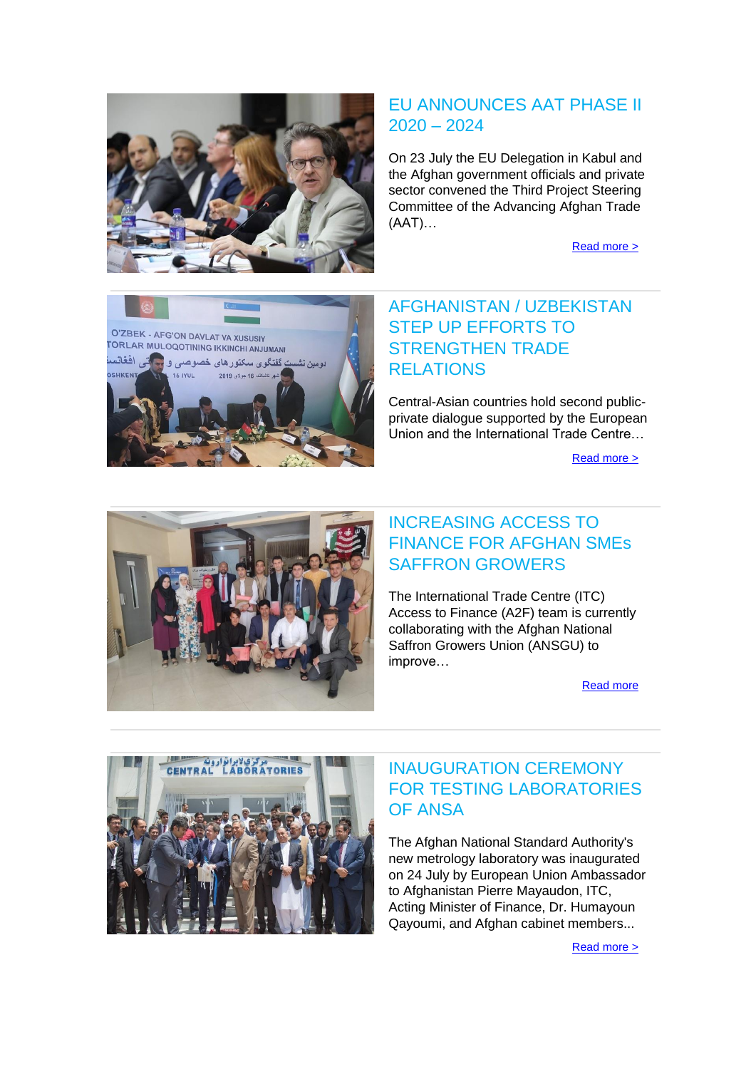## EU ANNOUNCES AAT PHASE II 2020 – 2024

On 23 July the EU Delegation in Kabul and the Afghan government officials and private sector convened the Third Project Steering Committee of the Advancing Afghan Trade (AAT)…

Read more >

## AFGHANISTAN / UZBEKISTAN STEP UP EFFORTS TO STRENGTHEN TRADE RELATIONS

Central-Asian countries hold second public-private dialogue supported by the European Union and the International Trade Centre…

Read more >

## INCREASING ACCESS TO FINANCE FOR AFGHAN SMEs SAFFRON GROWERS

The International Trade Centre (ITC) Access to Finance (A2F) team is currently collaborating with the Afghan National Saffron Growers Union (ANSGU) to improve…

Read more

## INAUGURATION CEREMONY FOR TESTING LABORATORIES OF ANSA

The Afghan National Standard Authority's new metrology laboratory was inaugurated on 24 July by European Union Ambassador to Afghanistan Pierre Mayaudon, ITC, Acting Minister of Finance, Dr. Humayoun Qayoumi, and Afghan cabinet members...

Read more >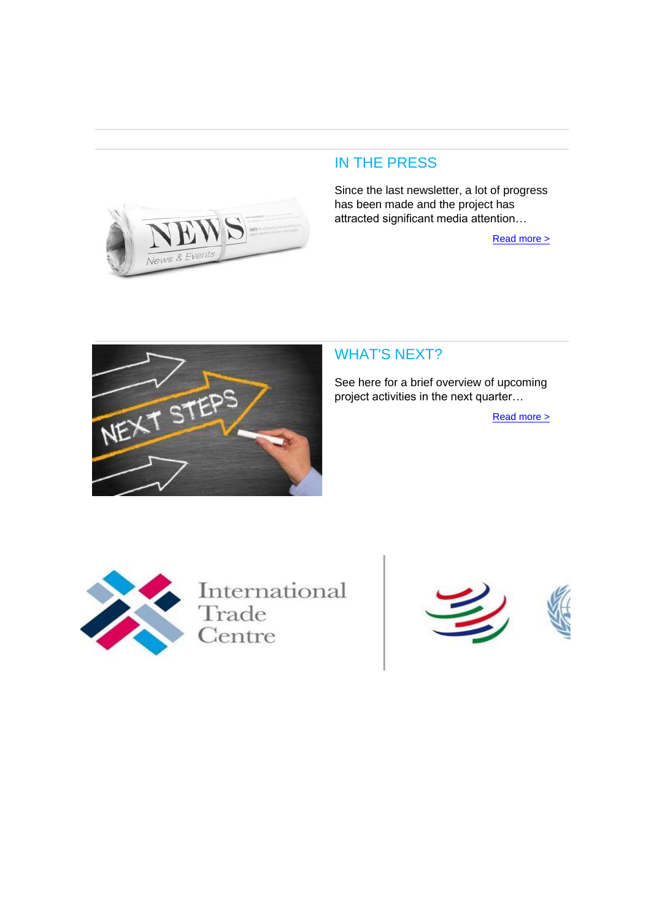## IN THE PRESS

Since the last newsletter, a lot of progress has been made and the project has attracted significant media attention…

Read more >

## WHAT'S NEXT?

See here for a brief overview of upcoming project activities in the next quarter…

Read more >